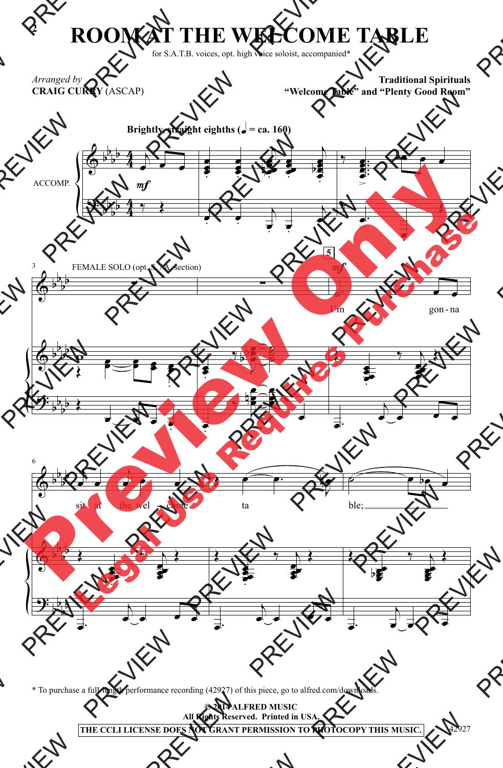# ROOM AT THE WELCOME TABLE

for S.A.T.B. voices, opt. high voice soloist, accompanied*

*Arranged by*
**CRAIG CURRY** (ASCAP)

**Traditional Spirituals**
**"Welcome Table" and "Plenty Good Room"**

**Brightly, straight eighths (♩ = ca. 160)**

ACCOMP.

FEMALE SOLO (opt. S./A. section)

I'm gon-na sit at the wel-come ta ble;

* To purchase a full-length performance recording (42927) of this piece, go to alfred.com/downloads.

© 2014 ALFRED MUSIC
All Rights Reserved. Printed in USA.

**THE CCLI LICENSE DOES NOT GRANT PERMISSION TO PHOTOCOPY THIS MUSIC.**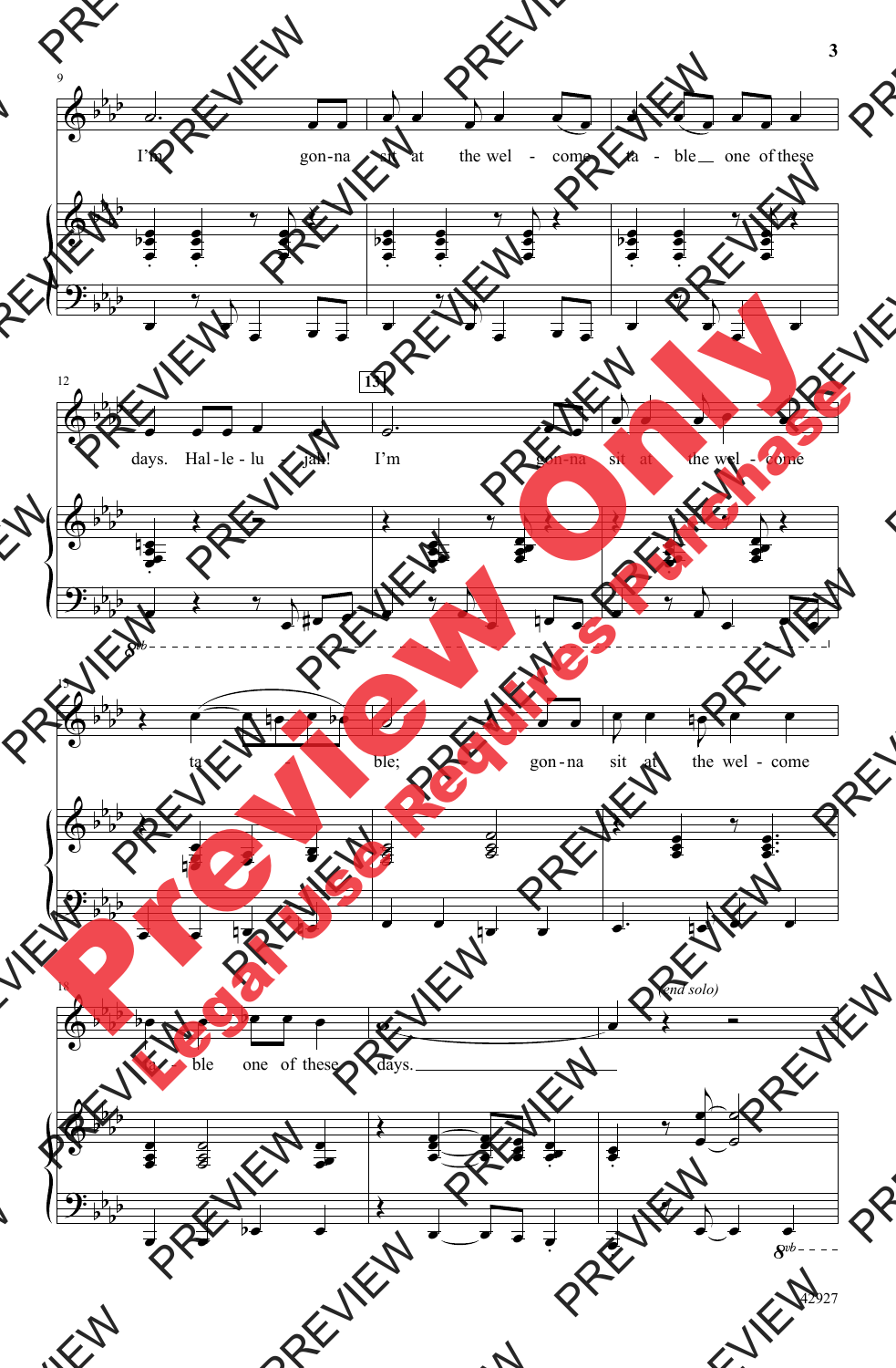I'm gonna sit at the welcome table one of these days. Hal-le-lu jah! I'm gonna sit at the wel-come ta - ble; gon-na sit at the wel-come ta - ble one of these days.

*(end solo)*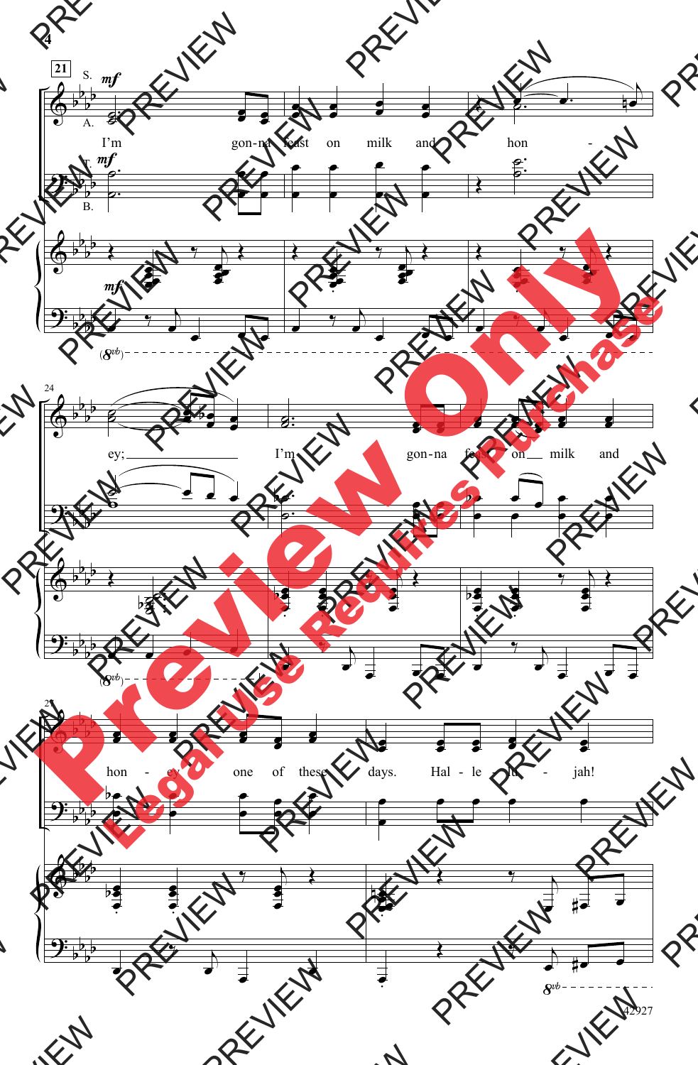S.

A.

I'm gon-na feast on milk and hon - ey; I'm gon-na feast on milk and hon - ey one of these days. Hal - le - lu - jah!

T.

B.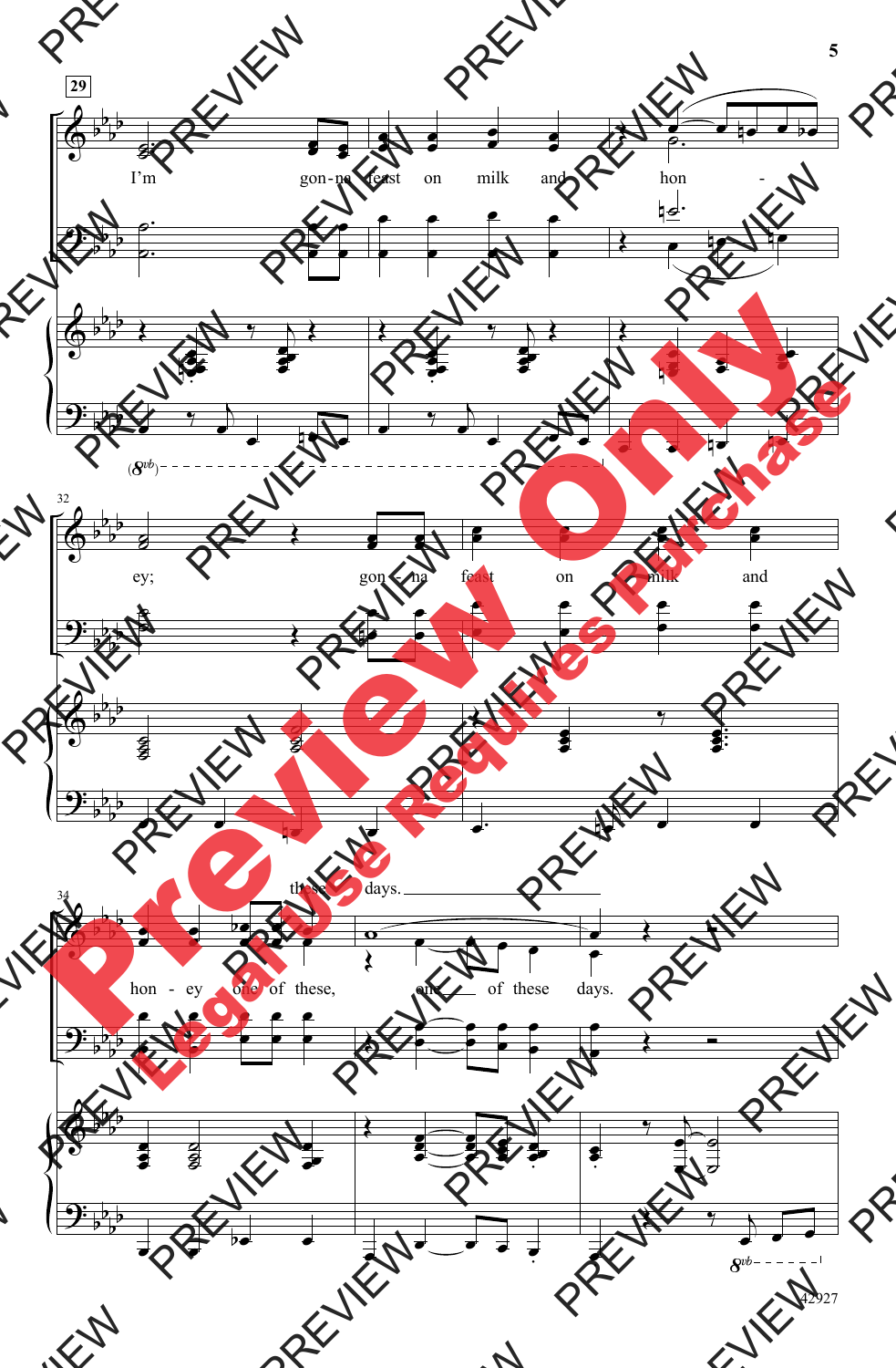I'm gon-na feast on milk and hon - ey; gon - na feast on milk and hon - ey one of these, one of these days.

these days.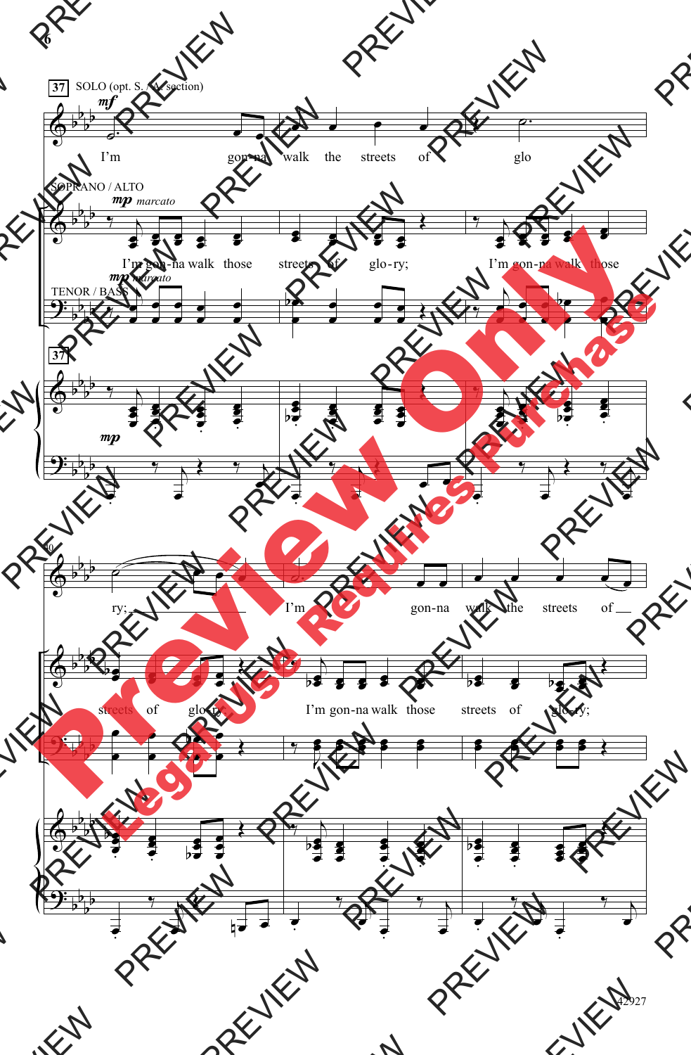37 SOLO (opt. S. / A. section)

*mf*

I'm gon-na walk the streets of glo

SOPRANO / ALTO

*mp marcato*

I'm gon-na walk those streets of glo-ry; I'm gon-na walk those

TENOR / BASS

*mp marcato*

37

*mp*

40

ry; I'm gon-na walk the streets of

streets of glo-ry; I'm gon-na walk those streets of glo-ry;

42927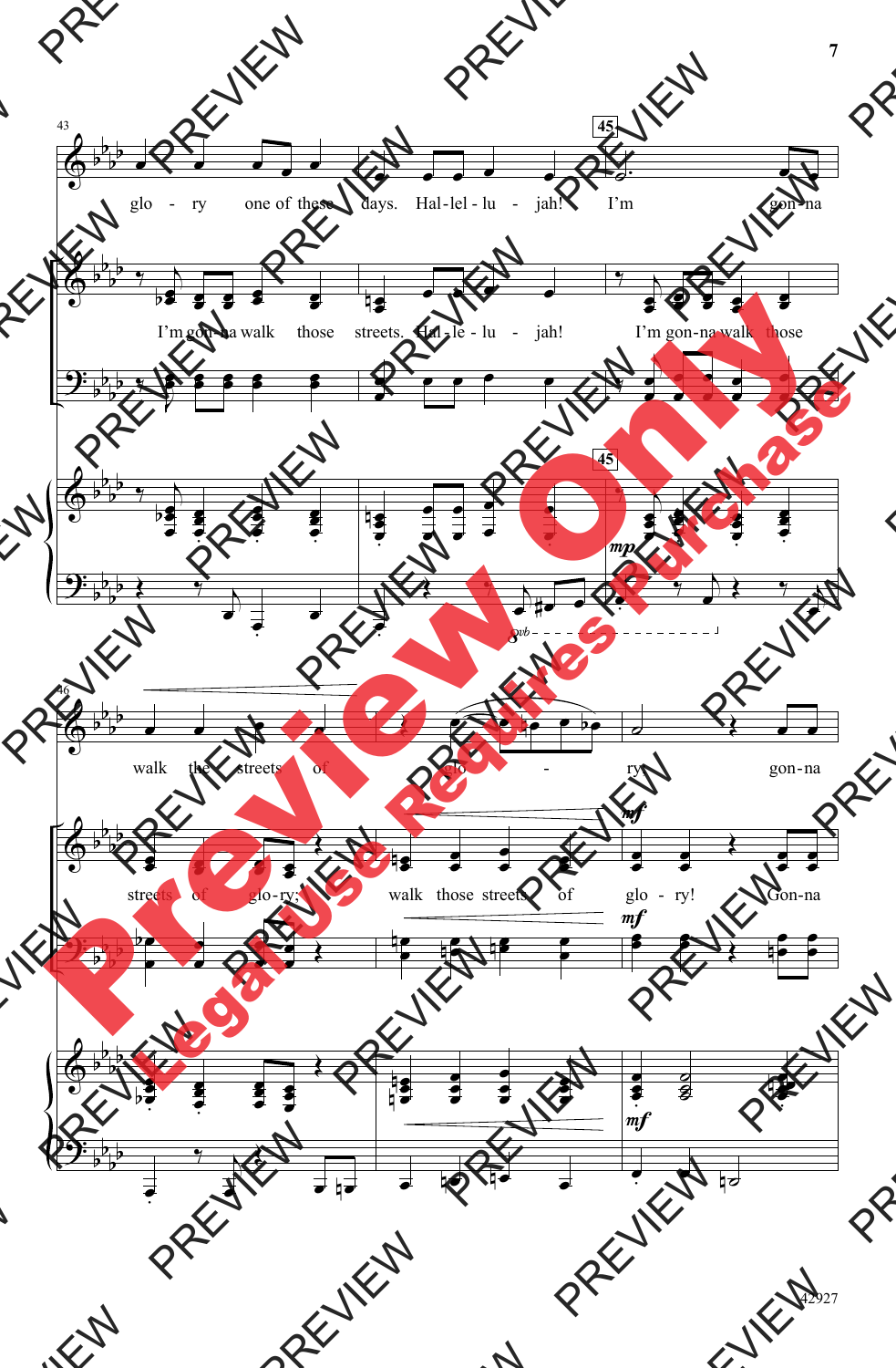43 — 45

glo - ry one of these days. Hal-lel-lu - jah! I'm gon-na

I'm gon-na walk those streets. Hal-le-lu - jah! I'm gon-na walk those

46

walk the streets of glo - ry gon-na

streets of glo-ry; walk those streets of glo - ry! Gon-na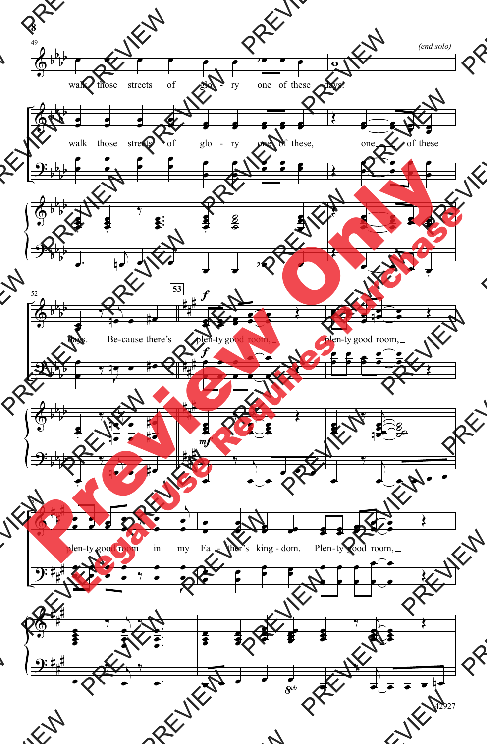*(end solo)*

walk those streets of glo - ry one of these days!

walk those streets of glo - ry one of these, one of these

days. Be-cause there's

**53**

plen-ty good room, plen-ty good room,

plen-ty good room in my Fa - ther's king - dom. Plen-ty good room,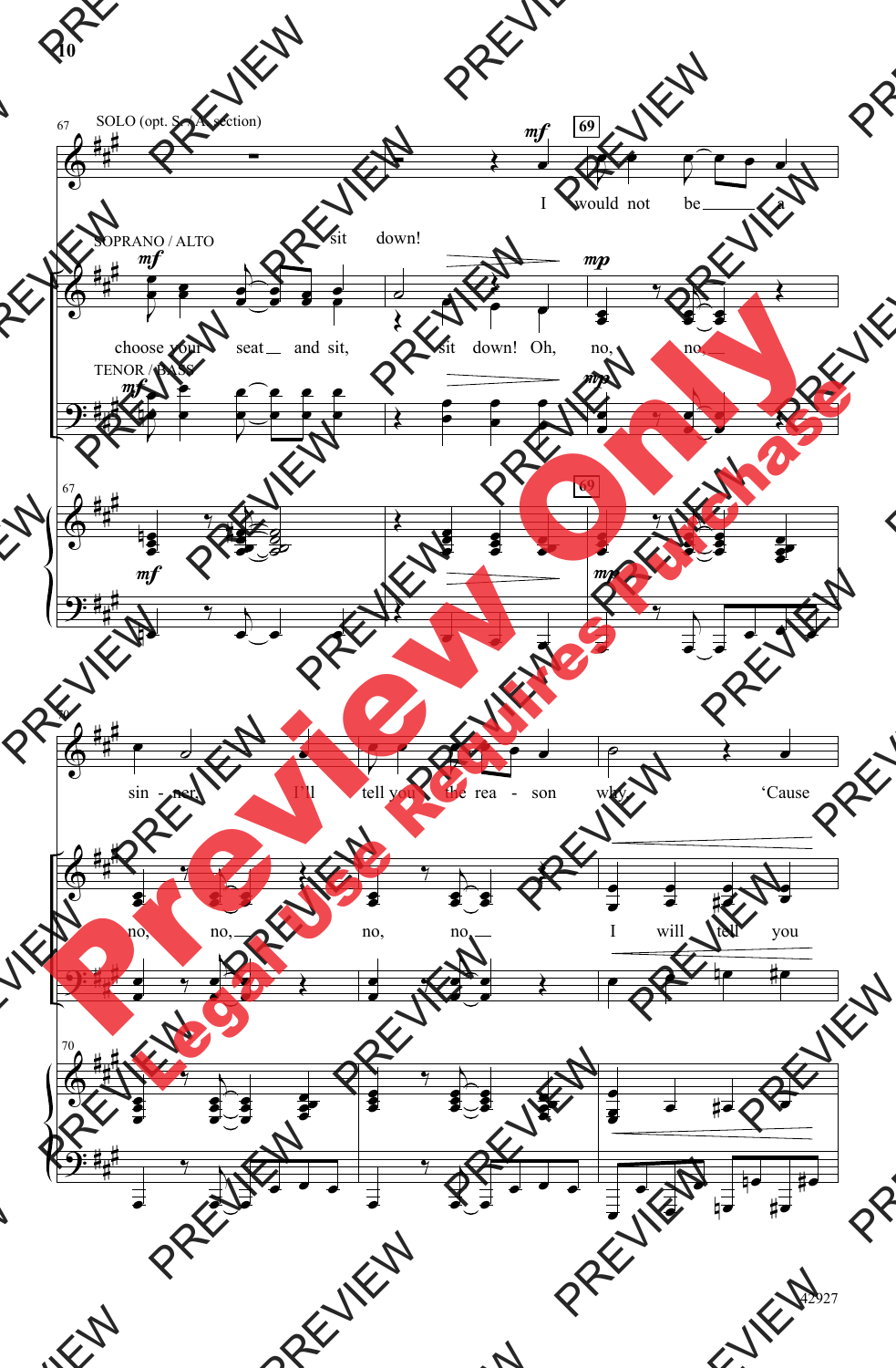SOLO (opt. S. A. section)

I would not be a sin - ner, I'll tell you the rea - son why, 'Cause

SOPRANO / ALTO

sit down!

choose your seat and sit, sit down! Oh, no, no, no, no, no, no, I will tell you

TENOR / BASS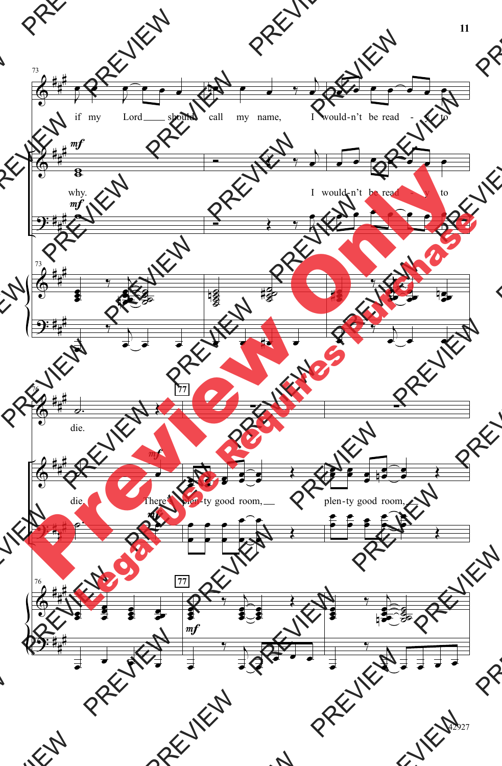if my Lord should call my name, I would-n't be read - y to

why. I would-n't be read - y to

die.

die. There's plen-ty good room, plen-ty good room,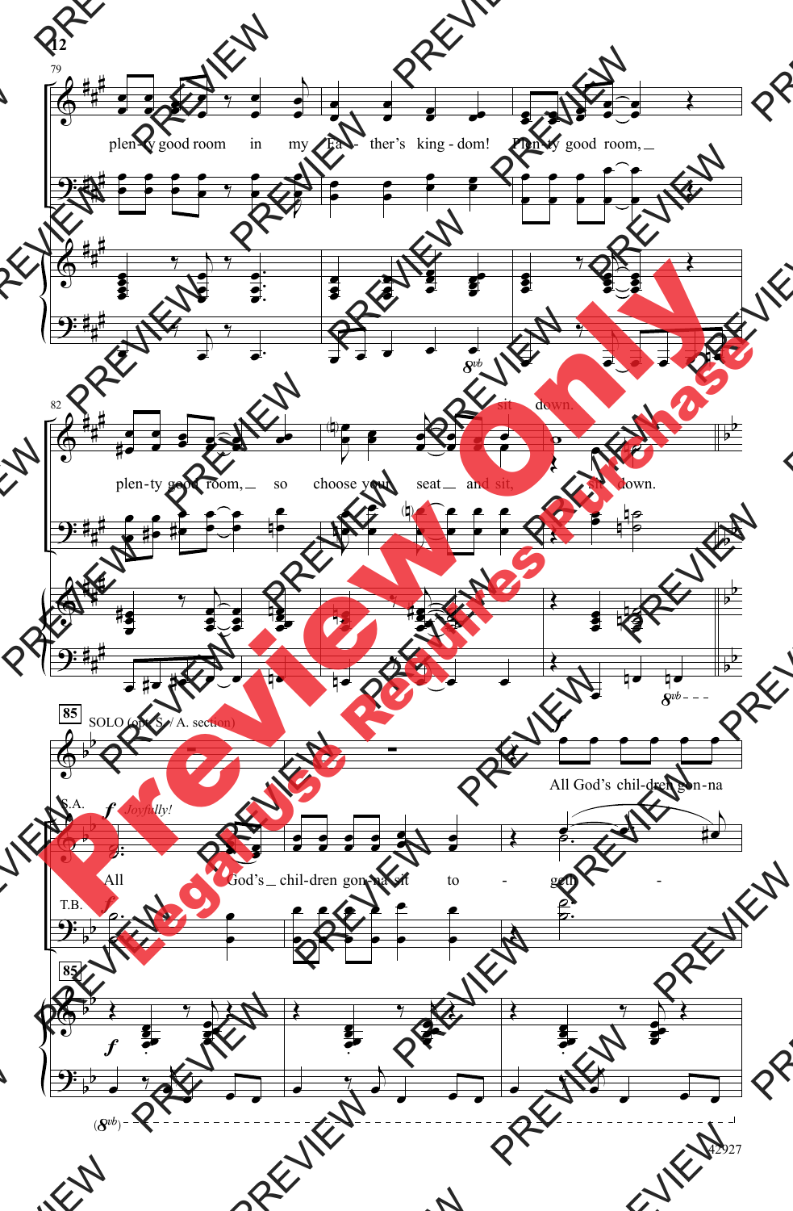79

plen-ty good room in my Fa - ther's king - dom! Plen-ty good room,

82

plen-ty good room, so choose your seat and sit, sit down.

plen-ty good room, so choose your seat and sit, sit down.

85

SOLO (opt. S. / A. section)

*f*

All God's chil-dren gon-na

S.A.

*f* *Joyfully!*

All God's chil-dren gon-na sit to - geth -

T.B.

*f*

42927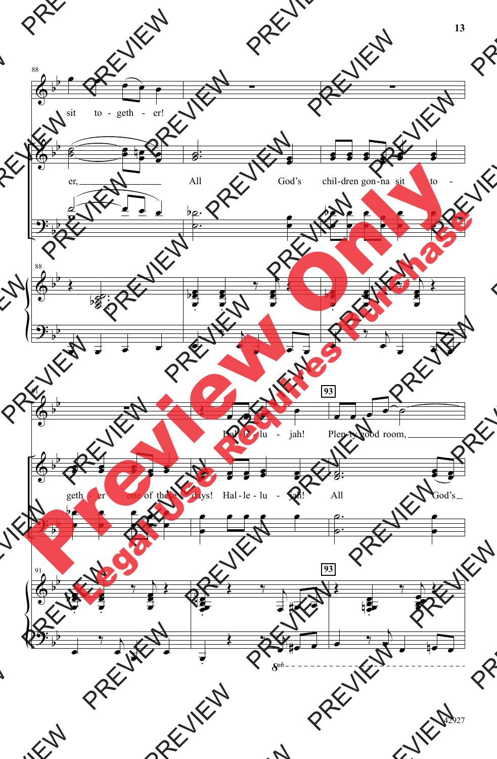sit to - geth - er!

er, All God's chil-dren gon-na sit to -

geth - er one of these days! Hal - le - lu - jah! All God's

Hal - le - lu - jah! Plen - ty good room,

93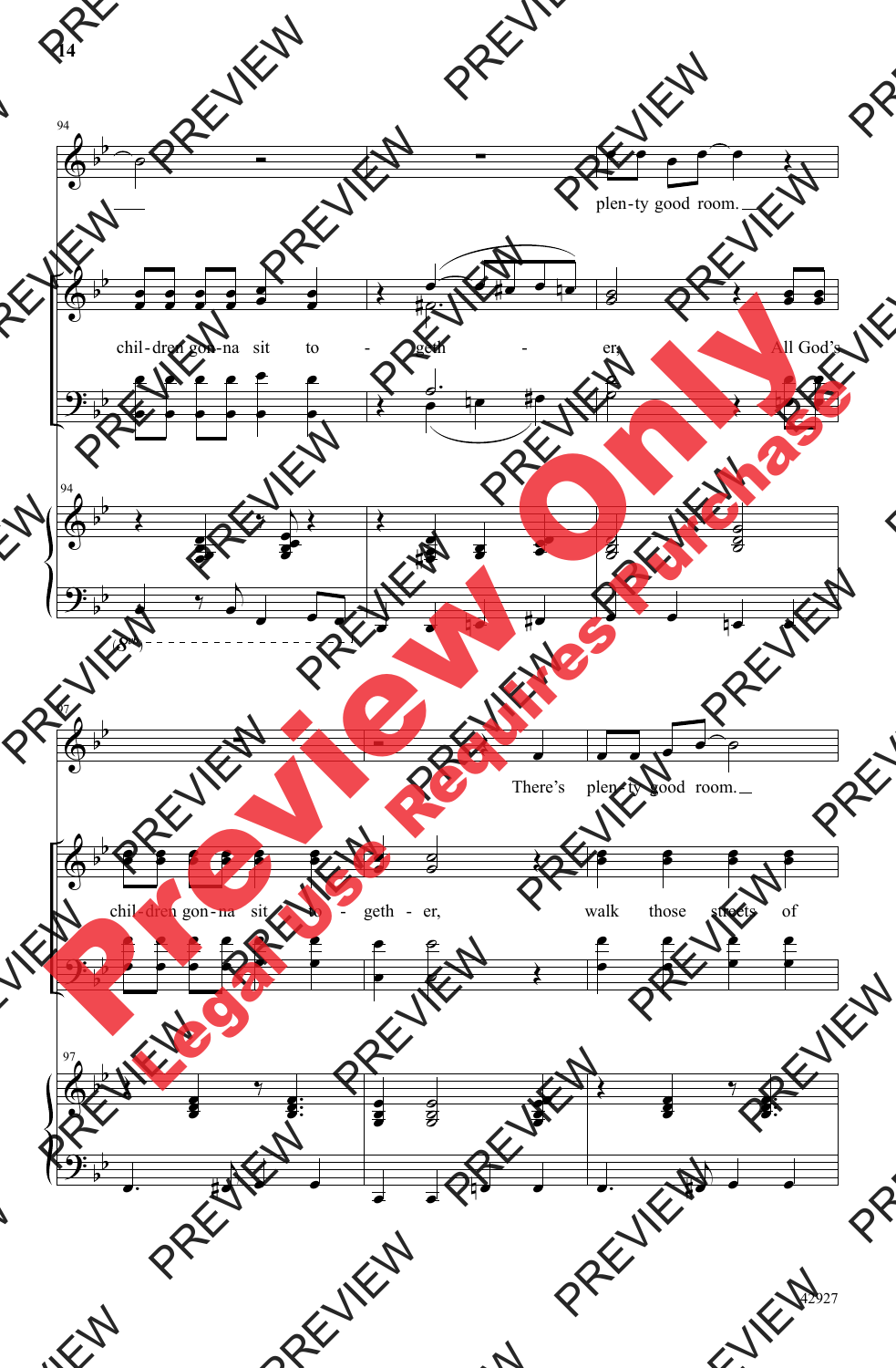94

plen-ty good room.

chil-dren gon-na sit to - geth - er, All God's

94

97

There's plen-ty good room.

chil-dren gon-na sit to - geth - er, walk those streets of

97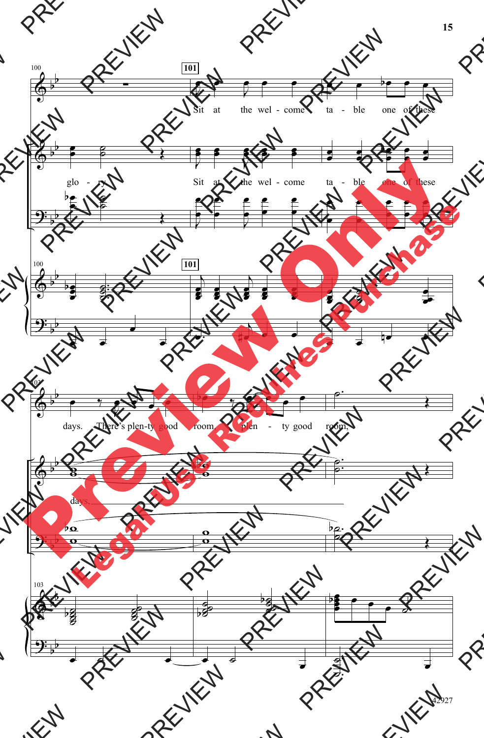100 | **101**

Sit at the wel - come ta - ble one of these

glo - ry Sit at the wel - come ta - ble one of these

100 | **101**

103

days. There's plen-ty good room, plen - ty good room,

days.

103

42927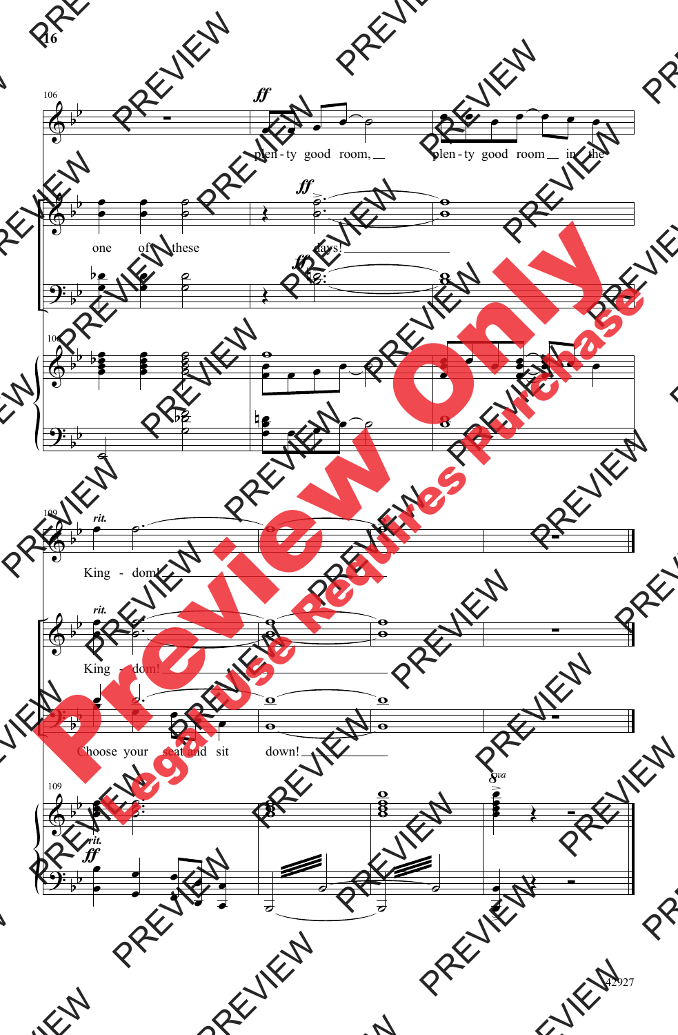106

*ff*

plen - ty good room, plen - ty good room in the

one of these days!

King - dom!

King - dom!

Choose your seat and sit down!

109

*rit.*

*ff*

*8va*

42927